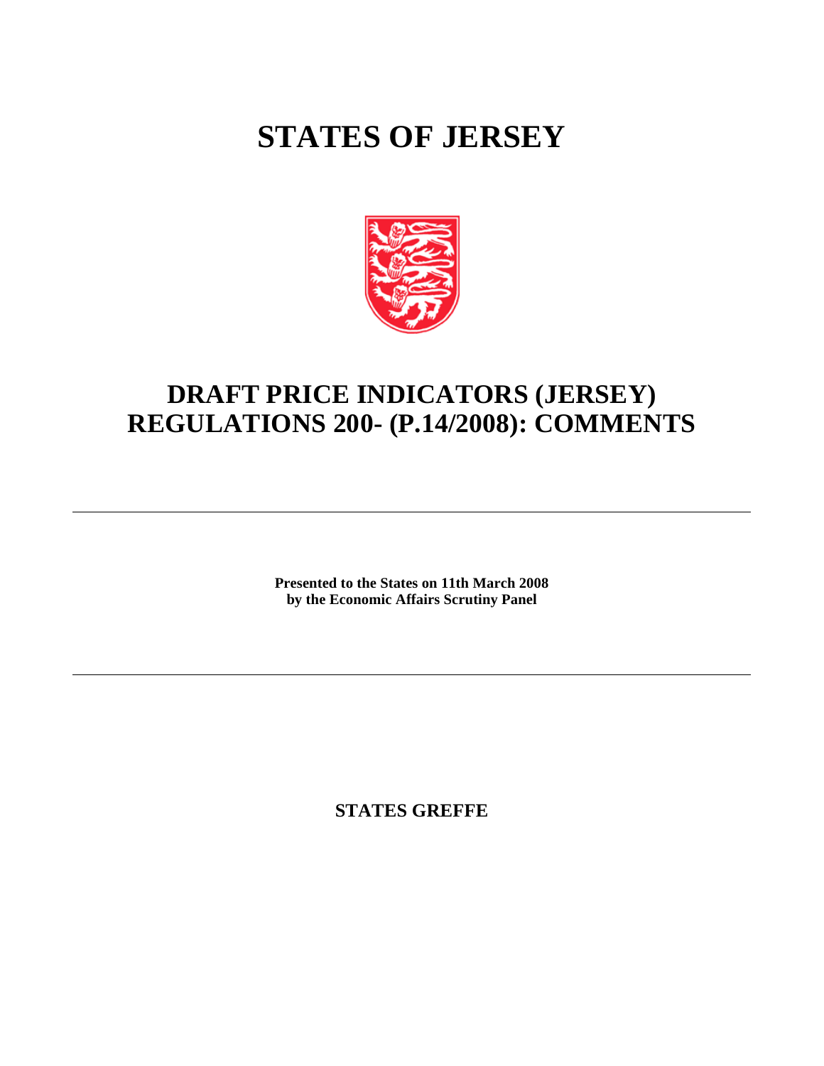# STATES OF JERSEY

## DRAFT PRICE INDICATORS (JERSEY) REGULATIONS 200- (P.14/2008): COMMENTS

---

**Presented to the States on 11th March 2008**
**by the Economic Affairs Scrutiny Panel**

---

**STATES GREFFE**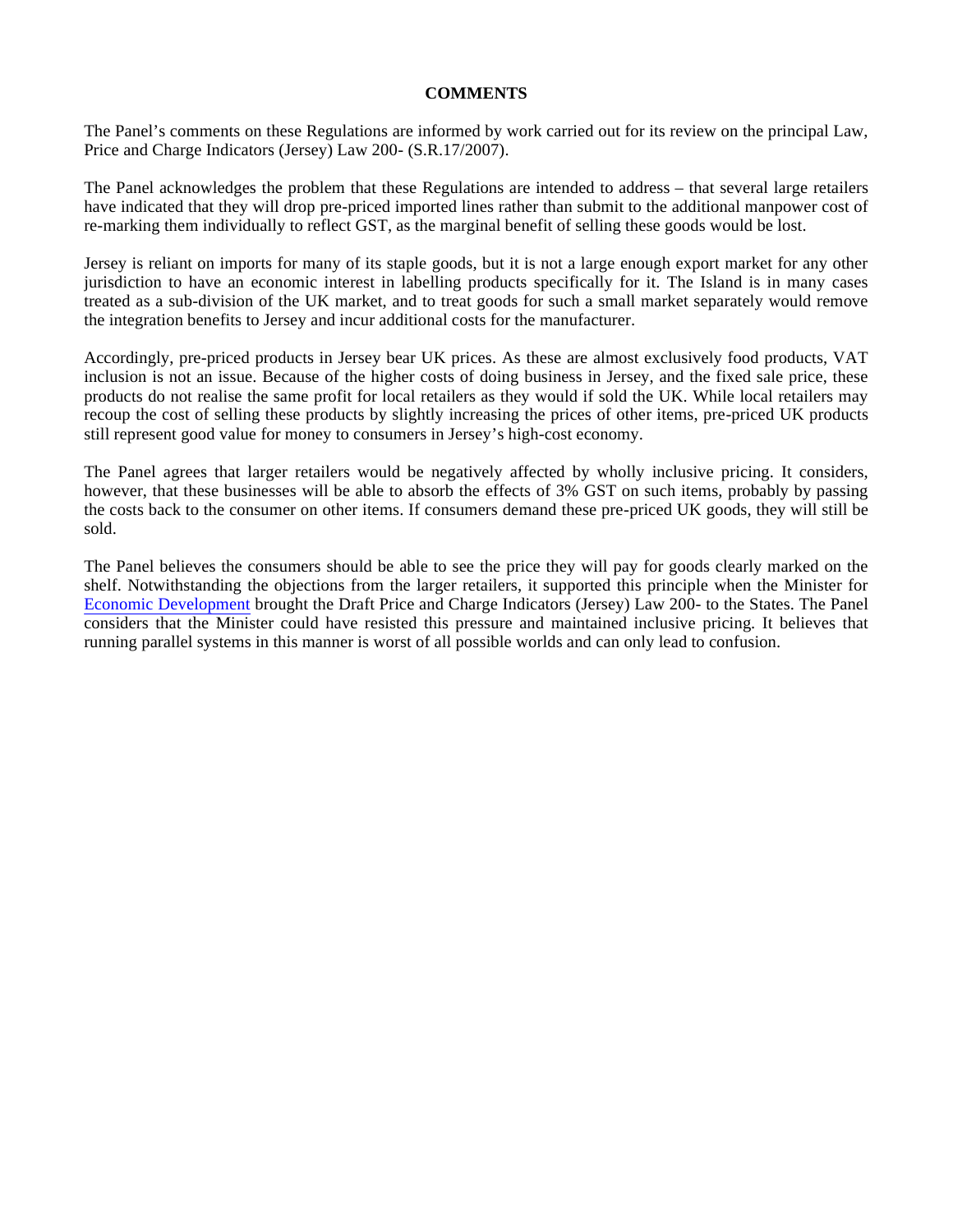**COMMENTS**

The Panel's comments on these Regulations are informed by work carried out for its review on the principal Law, Price and Charge Indicators (Jersey) Law 200- (S.R.17/2007).

The Panel acknowledges the problem that these Regulations are intended to address – that several large retailers have indicated that they will drop pre-priced imported lines rather than submit to the additional manpower cost of re-marking them individually to reflect GST, as the marginal benefit of selling these goods would be lost.

Jersey is reliant on imports for many of its staple goods, but it is not a large enough export market for any other jurisdiction to have an economic interest in labelling products specifically for it. The Island is in many cases treated as a sub-division of the UK market, and to treat goods for such a small market separately would remove the integration benefits to Jersey and incur additional costs for the manufacturer.

Accordingly, pre-priced products in Jersey bear UK prices. As these are almost exclusively food products, VAT inclusion is not an issue. Because of the higher costs of doing business in Jersey, and the fixed sale price, these products do not realise the same profit for local retailers as they would if sold the UK. While local retailers may recoup the cost of selling these products by slightly increasing the prices of other items, pre-priced UK products still represent good value for money to consumers in Jersey's high-cost economy.

The Panel agrees that larger retailers would be negatively affected by wholly inclusive pricing. It considers, however, that these businesses will be able to absorb the effects of 3% GST on such items, probably by passing the costs back to the consumer on other items. If consumers demand these pre-priced UK goods, they will still be sold.

The Panel believes the consumers should be able to see the price they will pay for goods clearly marked on the shelf. Notwithstanding the objections from the larger retailers, it supported this principle when the Minister for Economic Development brought the Draft Price and Charge Indicators (Jersey) Law 200- to the States. The Panel considers that the Minister could have resisted this pressure and maintained inclusive pricing. It believes that running parallel systems in this manner is worst of all possible worlds and can only lead to confusion.